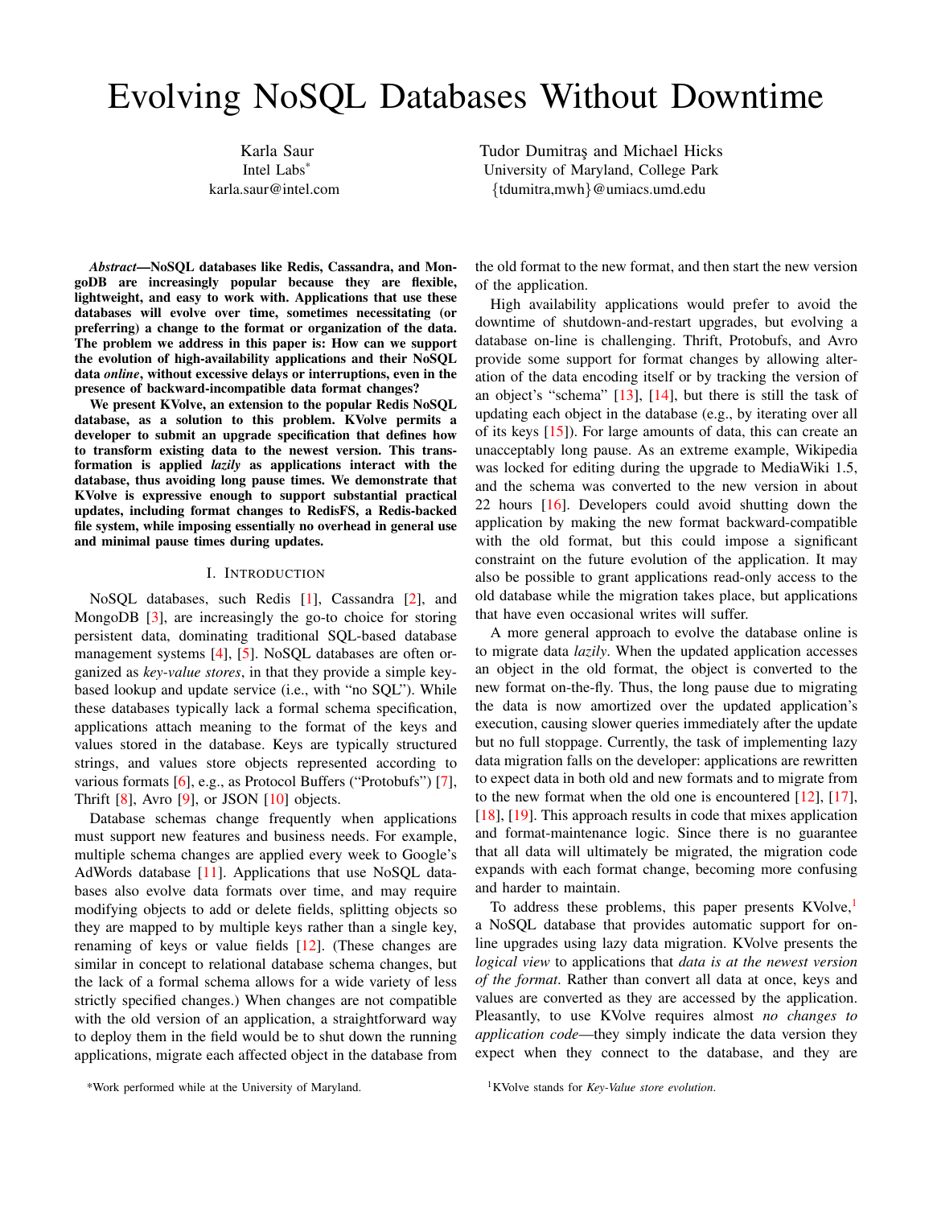# Evolving NoSQL Databases Without Downtime

Karla Saur
Intel Labs*
karla.saur@intel.com

Tudor Dumitraş and Michael Hicks
University of Maryland, College Park
{tdumitra,mwh}@umiacs.umd.edu

***Abstract*—NoSQL databases like Redis, Cassandra, and MongoDB are increasingly popular because they are flexible, lightweight, and easy to work with. Applications that use these databases will evolve over time, sometimes necessitating (or preferring) a change to the format or organization of the data. The problem we address in this paper is: How can we support the evolution of high-availability applications and their NoSQL data *online*, without excessive delays or interruptions, even in the presence of backward-incompatible data format changes?**

**We present KVolve, an extension to the popular Redis NoSQL database, as a solution to this problem. KVolve permits a developer to submit an upgrade specification that defines how to transform existing data to the newest version. This transformation is applied *lazily* as applications interact with the database, thus avoiding long pause times. We demonstrate that KVolve is expressive enough to support substantial practical updates, including format changes to RedisFS, a Redis-backed file system, while imposing essentially no overhead in general use and minimal pause times during updates.**

## I. Introduction

NoSQL databases, such Redis [1], Cassandra [2], and MongoDB [3], are increasingly the go-to choice for storing persistent data, dominating traditional SQL-based database management systems [4], [5]. NoSQL databases are often organized as *key-value stores*, in that they provide a simple key-based lookup and update service (i.e., with "no SQL"). While these databases typically lack a formal schema specification, applications attach meaning to the format of the keys and values stored in the database. Keys are typically structured strings, and values store objects represented according to various formats [6], e.g., as Protocol Buffers ("Protobufs") [7], Thrift [8], Avro [9], or JSON [10] objects.

Database schemas change frequently when applications must support new features and business needs. For example, multiple schema changes are applied every week to Google's AdWords database [11]. Applications that use NoSQL databases also evolve data formats over time, and may require modifying objects to add or delete fields, splitting objects so they are mapped to by multiple keys rather than a single key, renaming of keys or value fields [12]. (These changes are similar in concept to relational database schema changes, but the lack of a formal schema allows for a wide variety of less strictly specified changes.) When changes are not compatible with the old version of an application, a straightforward way to deploy them in the field would be to shut down the running applications, migrate each affected object in the database from the old format to the new format, and then start the new version of the application.

High availability applications would prefer to avoid the downtime of shutdown-and-restart upgrades, but evolving a database on-line is challenging. Thrift, Protobufs, and Avro provide some support for format changes by allowing alteration of the data encoding itself or by tracking the version of an object's "schema" [13], [14], but there is still the task of updating each object in the database (e.g., by iterating over all of its keys [15]). For large amounts of data, this can create an unacceptably long pause. As an extreme example, Wikipedia was locked for editing during the upgrade to MediaWiki 1.5, and the schema was converted to the new version in about 22 hours [16]. Developers could avoid shutting down the application by making the new format backward-compatible with the old format, but this could impose a significant constraint on the future evolution of the application. It may also be possible to grant applications read-only access to the old database while the migration takes place, but applications that have even occasional writes will suffer.

A more general approach to evolve the database online is to migrate data *lazily*. When the updated application accesses an object in the old format, the object is converted to the new format on-the-fly. Thus, the long pause due to migrating the data is now amortized over the updated application's execution, causing slower queries immediately after the update but no full stoppage. Currently, the task of implementing lazy data migration falls on the developer: applications are rewritten to expect data in both old and new formats and to migrate from to the new format when the old one is encountered [12], [17], [18], [19]. This approach results in code that mixes application and format-maintenance logic. Since there is no guarantee that all data will ultimately be migrated, the migration code expands with each format change, becoming more confusing and harder to maintain.

To address these problems, this paper presents KVolve,[1] a NoSQL database that provides automatic support for on-line upgrades using lazy data migration. KVolve presents the *logical view* to applications that *data is at the newest version of the format*. Rather than convert all data at once, keys and values are converted as they are accessed by the application. Pleasantly, to use KVolve requires almost *no changes to application code*—they simply indicate the data version they expect when they connect to the database, and they are

*Work performed while at the University of Maryland.

[1] KVolve stands for *Key-Value store evolution*.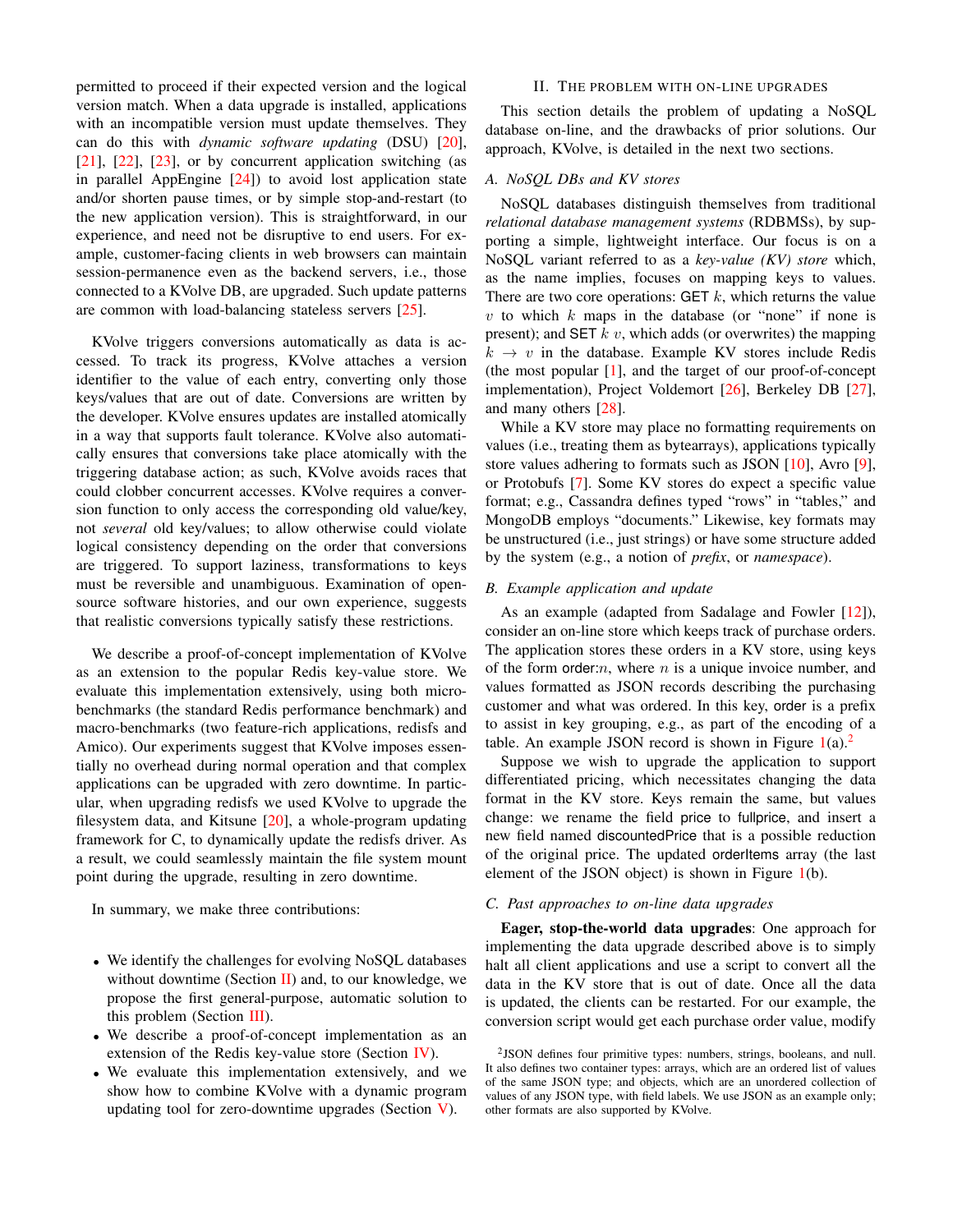permitted to proceed if their expected version and the logical version match. When a data upgrade is installed, applications with an incompatible version must update themselves. They can do this with *dynamic software updating* (DSU) [20], [21], [22], [23], or by concurrent application switching (as in parallel AppEngine [24]) to avoid lost application state and/or shorten pause times, or by simple stop-and-restart (to the new application version). This is straightforward, in our experience, and need not be disruptive to end users. For example, customer-facing clients in web browsers can maintain session-permanence even as the backend servers, i.e., those connected to a KVolve DB, are upgraded. Such update patterns are common with load-balancing stateless servers [25].

KVolve triggers conversions automatically as data is accessed. To track its progress, KVolve attaches a version identifier to the value of each entry, converting only those keys/values that are out of date. Conversions are written by the developer. KVolve ensures updates are installed atomically in a way that supports fault tolerance. KVolve also automatically ensures that conversions take place atomically with the triggering database action; as such, KVolve avoids races that could clobber concurrent accesses. KVolve requires a conversion function to only access the corresponding old value/key, not *several* old key/values; to allow otherwise could violate logical consistency depending on the order that conversions are triggered. To support laziness, transformations to keys must be reversible and unambiguous. Examination of open-source software histories, and our own experience, suggests that realistic conversions typically satisfy these restrictions.

We describe a proof-of-concept implementation of KVolve as an extension to the popular Redis key-value store. We evaluate this implementation extensively, using both micro-benchmarks (the standard Redis performance benchmark) and macro-benchmarks (two feature-rich applications, redisfs and Amico). Our experiments suggest that KVolve imposes essentially no overhead during normal operation and that complex applications can be upgraded with zero downtime. In particular, when upgrading redisfs we used KVolve to upgrade the filesystem data, and Kitsune [20], a whole-program updating framework for C, to dynamically update the redisfs driver. As a result, we could seamlessly maintain the file system mount point during the upgrade, resulting in zero downtime.

In summary, we make three contributions:

- We identify the challenges for evolving NoSQL databases without downtime (Section II) and, to our knowledge, we propose the first general-purpose, automatic solution to this problem (Section III).
- We describe a proof-of-concept implementation as an extension of the Redis key-value store (Section IV).
- We evaluate this implementation extensively, and we show how to combine KVolve with a dynamic program updating tool for zero-downtime upgrades (Section V).

## II. The problem with on-line upgrades

This section details the problem of updating a NoSQL database on-line, and the drawbacks of prior solutions. Our approach, KVolve, is detailed in the next two sections.

### A. NoSQL DBs and KV stores

NoSQL databases distinguish themselves from traditional *relational database management systems* (RDBMSs), by supporting a simple, lightweight interface. Our focus is on a NoSQL variant referred to as a *key-value (KV) store* which, as the name implies, focuses on mapping keys to values. There are two core operations: GET $k$, which returns the value $v$ to which $k$ maps in the database (or "none" if none is present); and SET $k$ $v$, which adds (or overwrites) the mapping $k \rightarrow v$ in the database. Example KV stores include Redis (the most popular [1], and the target of our proof-of-concept implementation), Project Voldemort [26], Berkeley DB [27], and many others [28].

While a KV store may place no formatting requirements on values (i.e., treating them as bytearrays), applications typically store values adhering to formats such as JSON [10], Avro [9], or Protobufs [7]. Some KV stores do expect a specific value format; e.g., Cassandra defines typed "rows" in "tables," and MongoDB employs "documents." Likewise, key formats may be unstructured (i.e., just strings) or have some structure added by the system (e.g., a notion of *prefix*, or *namespace*).

### B. Example application and update

As an example (adapted from Sadalage and Fowler [12]), consider an on-line store which keeps track of purchase orders. The application stores these orders in a KV store, using keys of the form order:$n$, where $n$ is a unique invoice number, and values formatted as JSON records describing the purchasing customer and what was ordered. In this key, order is a prefix to assist in key grouping, e.g., as part of the encoding of a table. An example JSON record is shown in Figure 1(a).[2]

Suppose we wish to upgrade the application to support differentiated pricing, which necessitates changing the data format in the KV store. Keys remain the same, but values change: we rename the field price to fullprice, and insert a new field named discountedPrice that is a possible reduction of the original price. The updated orderItems array (the last element of the JSON object) is shown in Figure 1(b).

### C. Past approaches to on-line data upgrades

**Eager, stop-the-world data upgrades**: One approach for implementing the data upgrade described above is to simply halt all client applications and use a script to convert all the data in the KV store that is out of date. Once all the data is updated, the clients can be restarted. For our example, the conversion script would get each purchase order value, modify

[2] JSON defines four primitive types: numbers, strings, booleans, and null. It also defines two container types: arrays, which are an ordered list of values of the same JSON type; and objects, which are an unordered collection of values of any JSON type, with field labels. We use JSON as an example only; other formats are also supported by KVolve.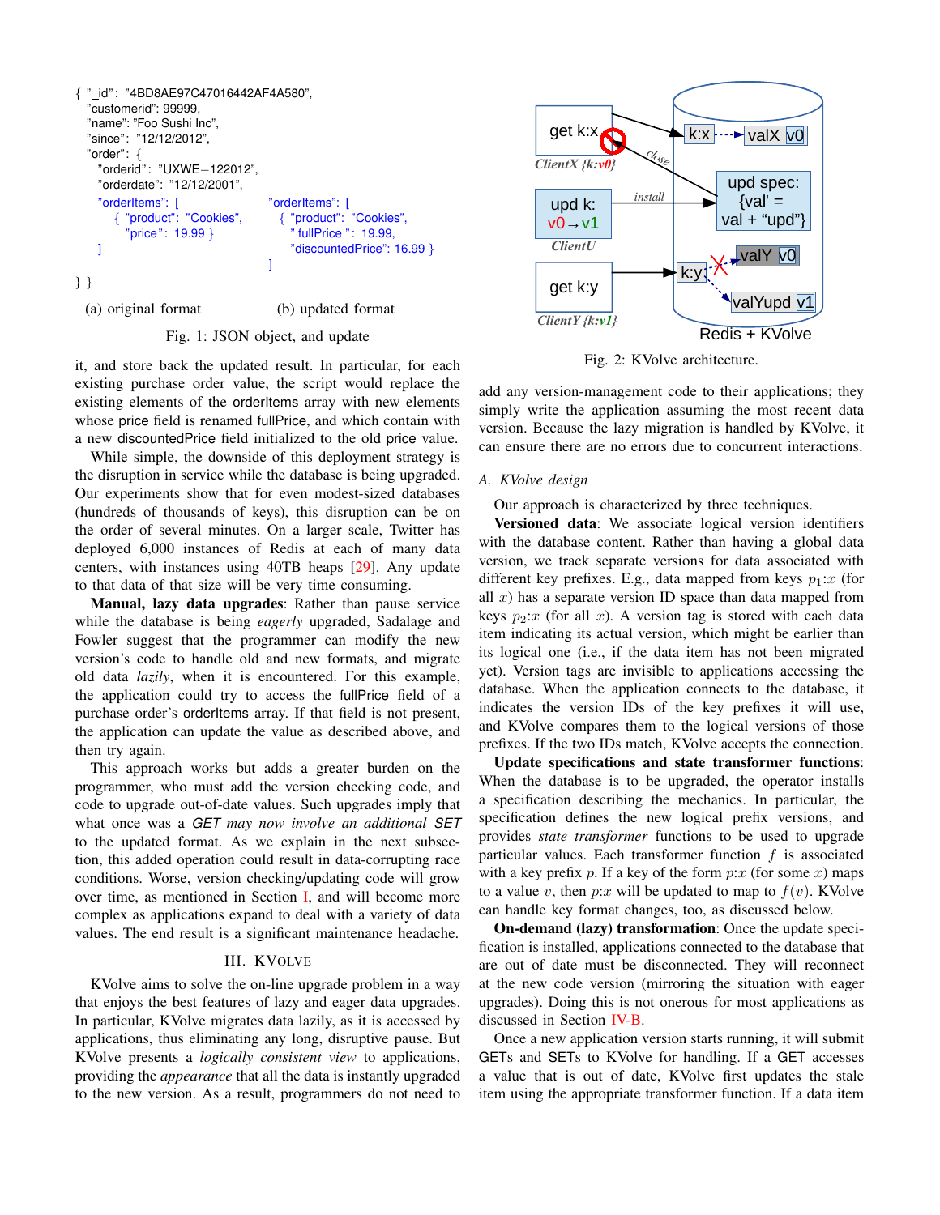```
{ "_id": "4BD8AE97C47016442AF4A580",
  "customerid": 99999,
  "name": "Foo Sushi Inc",
  "since": "12/12/2012",
  "order": {
    "orderid": "UXWE-122012",
    "orderdate": "12/12/2001",
    "orderItems": [
      { "product": "Cookies",
        "price": 19.99 }
    ]
} }
```

```
"orderItems": [
  { "product": "Cookies",
    "fullPrice": 19.99,
    "discountedPrice": 16.99 }
]
```

(a) original format (b) updated format

Fig. 1: JSON object, and update

it, and store back the updated result. In particular, for each existing purchase order value, the script would replace the existing elements of the orderItems array with new elements whose price field is renamed fullPrice, and which contain with a new discountedPrice field initialized to the old price value.

While simple, the downside of this deployment strategy is the disruption in service while the database is being upgraded. Our experiments show that for even modest-sized databases (hundreds of thousands of keys), this disruption can be on the order of several minutes. On a larger scale, Twitter has deployed 6,000 instances of Redis at each of many data centers, with instances using 40TB heaps [29]. Any update to that data of that size will be very time consuming.

**Manual, lazy data upgrades**: Rather than pause service while the database is being *eagerly* upgraded, Sadalage and Fowler suggest that the programmer can modify the new version's code to handle old and new formats, and migrate old data *lazily*, when it is encountered. For this example, the application could try to access the fullPrice field of a purchase order's orderItems array. If that field is not present, the application can update the value as described above, and then try again.

This approach works but adds a greater burden on the programmer, who must add the version checking code, and code to upgrade out-of-date values. Such upgrades imply that what once was a *GET may now involve an additional SET* to the updated format. As we explain in the next subsection, this added operation could result in data-corrupting race conditions. Worse, version checking/updating code will grow over time, as mentioned in Section I, and will become more complex as applications expand to deal with a variety of data values. The end result is a significant maintenance headache.

## III. KVolve

KVolve aims to solve the on-line upgrade problem in a way that enjoys the best features of lazy and eager data upgrades. In particular, KVolve migrates data lazily, as it is accessed by applications, thus eliminating any long, disruptive pause. But KVolve presents a *logically consistent view* to applications, providing the *appearance* that all the data is instantly upgraded to the new version. As a result, programmers do not need to add any version-management code to their applications; they simply write the application assuming the most recent data version. Because the lazy migration is handled by KVolve, it can ensure there are no errors due to concurrent interactions.

Fig. 2: KVolve architecture.

### A. KVolve design

Our approach is characterized by three techniques.

**Versioned data**: We associate logical version identifiers with the database content. Rather than having a global data version, we track separate versions for data associated with different key prefixes. E.g., data mapped from keys $p_1{:}x$ (for all $x$) has a separate version ID space than data mapped from keys $p_2{:}x$ (for all $x$). A version tag is stored with each data item indicating its actual version, which might be earlier than its logical one (i.e., if the data item has not been migrated yet). Version tags are invisible to applications accessing the database. When the application connects to the database, it indicates the version IDs of the key prefixes it will use, and KVolve compares them to the logical versions of those prefixes. If the two IDs match, KVolve accepts the connection.

**Update specifications and state transformer functions**: When the database is to be upgraded, the operator installs a specification describing the mechanics. In particular, the specification defines the new logical prefix versions, and provides *state transformer* functions to be used to upgrade particular values. Each transformer function $f$ is associated with a key prefix $p$. If a key of the form $p{:}x$ (for some $x$) maps to a value $v$, then $p{:}x$ will be updated to map to $f(v)$. KVolve can handle key format changes, too, as discussed below.

**On-demand (lazy) transformation**: Once the update specification is installed, applications connected to the database that are out of date must be disconnected. They will reconnect at the new code version (mirroring the situation with eager upgrades). Doing this is not onerous for most applications as discussed in Section IV-B.

Once a new application version starts running, it will submit GETs and SETs to KVolve for handling. If a GET accesses a value that is out of date, KVolve first updates the stale item using the appropriate transformer function. If a data item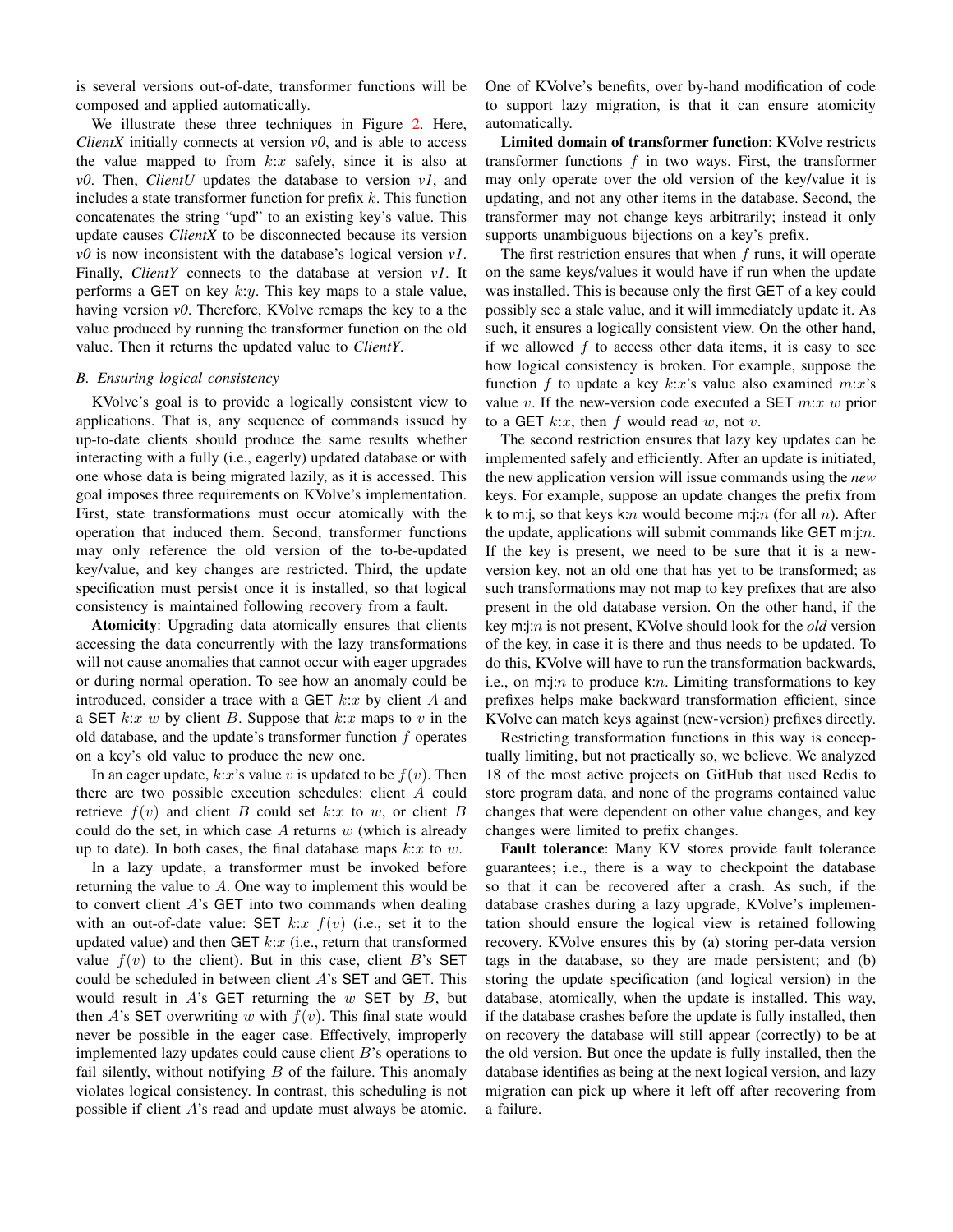is several versions out-of-date, transformer functions will be composed and applied automatically.

We illustrate these three techniques in Figure 2. Here, *ClientX* initially connects at version *v0*, and is able to access the value mapped to from $k$:$x$ safely, since it is also at *v0*. Then, *ClientU* updates the database to version *v1*, and includes a state transformer function for prefix $k$. This function concatenates the string "upd" to an existing key's value. This update causes *ClientX* to be disconnected because its version *v0* is now inconsistent with the database's logical version *v1*. Finally, *ClientY* connects to the database at version *v1*. It performs a GET on key $k$:$y$. This key maps to a stale value, having version *v0*. Therefore, KVolve remaps the key to a the value produced by running the transformer function on the old value. Then it returns the updated value to *ClientY*.

### *B. Ensuring logical consistency*

KVolve's goal is to provide a logically consistent view to applications. That is, any sequence of commands issued by up-to-date clients should produce the same results whether interacting with a fully (i.e., eagerly) updated database or with one whose data is being migrated lazily, as it is accessed. This goal imposes three requirements on KVolve's implementation. First, state transformations must occur atomically with the operation that induced them. Second, transformer functions may only reference the old version of the to-be-updated key/value, and key changes are restricted. Third, the update specification must persist once it is installed, so that logical consistency is maintained following recovery from a fault.

**Atomicity**: Upgrading data atomically ensures that clients accessing the data concurrently with the lazy transformations will not cause anomalies that cannot occur with eager upgrades or during normal operation. To see how an anomaly could be introduced, consider a trace with a GET $k$:$x$ by client $A$ and a SET $k$:$x$ $w$ by client $B$. Suppose that $k$:$x$ maps to $v$ in the old database, and the update's transformer function $f$ operates on a key's old value to produce the new one.

In an eager update, $k$:$x$'s value $v$ is updated to be $f(v)$. Then there are two possible execution schedules: client $A$ could retrieve $f(v)$ and client $B$ could set $k$:$x$ to $w$, or client $B$ could do the set, in which case $A$ returns $w$ (which is already up to date). In both cases, the final database maps $k$:$x$ to $w$.

In a lazy update, a transformer must be invoked before returning the value to $A$. One way to implement this would be to convert client $A$'s GET into two commands when dealing with an out-of-date value: SET $k$:$x$ $f(v)$ (i.e., set it to the updated value) and then GET $k$:$x$ (i.e., return that transformed value $f(v)$ to the client). But in this case, client $B$'s SET could be scheduled in between client $A$'s SET and GET. This would result in $A$'s GET returning the $w$ SET by $B$, but then $A$'s SET overwriting $w$ with $f(v)$. This final state would never be possible in the eager case. Effectively, improperly implemented lazy updates could cause client $B$'s operations to fail silently, without notifying $B$ of the failure. This anomaly violates logical consistency. In contrast, this scheduling is not possible if client $A$'s read and update must always be atomic. One of KVolve's benefits, over by-hand modification of code to support lazy migration, is that it can ensure atomicity automatically.

**Limited domain of transformer function**: KVolve restricts transformer functions $f$ in two ways. First, the transformer may only operate over the old version of the key/value it is updating, and not any other items in the database. Second, the transformer may not change keys arbitrarily; instead it only supports unambiguous bijections on a key's prefix.

The first restriction ensures that when $f$ runs, it will operate on the same keys/values it would have if run when the update was installed. This is because only the first GET of a key could possibly see a stale value, and it will immediately update it. As such, it ensures a logically consistent view. On the other hand, if we allowed $f$ to access other data items, it is easy to see how logical consistency is broken. For example, suppose the function $f$ to update a key $k$:$x$'s value also examined $m$:$x$'s value $v$. If the new-version code executed a SET $m$:$x$ $w$ prior to a GET $k$:$x$, then $f$ would read $w$, not $v$.

The second restriction ensures that lazy key updates can be implemented safely and efficiently. After an update is initiated, the new application version will issue commands using the *new* keys. For example, suppose an update changes the prefix from k to m:j, so that keys k:$n$ would become m:j:$n$ (for all $n$). After the update, applications will submit commands like GET m:j:$n$. If the key is present, we need to be sure that it is a new-version key, not an old one that has yet to be transformed; as such transformations may not map to key prefixes that are also present in the old database version. On the other hand, if the key m:j:$n$ is not present, KVolve should look for the *old* version of the key, in case it is there and thus needs to be updated. To do this, KVolve will have to run the transformation backwards, i.e., on m:j:$n$ to produce k:$n$. Limiting transformations to key prefixes helps make backward transformation efficient, since KVolve can match keys against (new-version) prefixes directly.

Restricting transformation functions in this way is conceptually limiting, but not practically so, we believe. We analyzed 18 of the most active projects on GitHub that used Redis to store program data, and none of the programs contained value changes that were dependent on other value changes, and key changes were limited to prefix changes.

**Fault tolerance**: Many KV stores provide fault tolerance guarantees; i.e., there is a way to checkpoint the database so that it can be recovered after a crash. As such, if the database crashes during a lazy upgrade, KVolve's implementation should ensure the logical view is retained following recovery. KVolve ensures this by (a) storing per-data version tags in the database, so they are made persistent; and (b) storing the update specification (and logical version) in the database, atomically, when the update is installed. This way, if the database crashes before the update is fully installed, then on recovery the database will still appear (correctly) to be at the old version. But once the update is fully installed, then the database identifies as being at the next logical version, and lazy migration can pick up where it left off after recovering from a failure.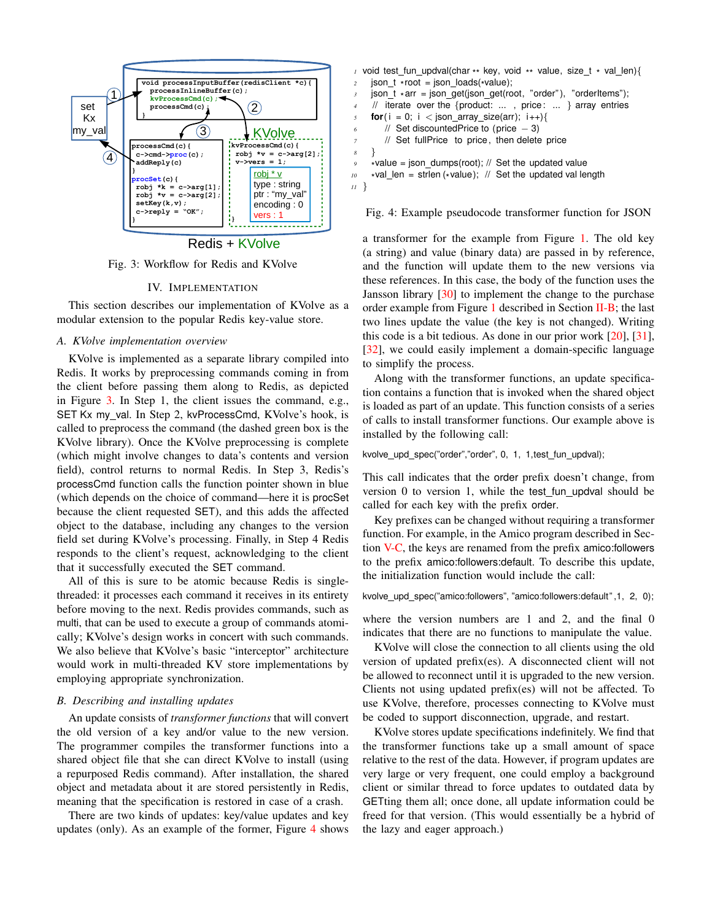Fig. 3: Workflow for Redis and KVolve

## IV. Implementation

This section describes our implementation of KVolve as a modular extension to the popular Redis key-value store.

### A. KVolve implementation overview

KVolve is implemented as a separate library compiled into Redis. It works by preprocessing commands coming in from the client before passing them along to Redis, as depicted in Figure 3. In Step 1, the client issues the command, e.g., SET Kx my_val. In Step 2, kvProcessCmd, KVolve's hook, is called to preprocess the command (the dashed green box is the KVolve library). Once the KVolve preprocessing is complete (which might involve changes to data's contents and version field), control returns to normal Redis. In Step 3, Redis's processCmd function calls the function pointer shown in blue (which depends on the choice of command—here it is procSet because the client requested SET), and this adds the affected object to the database, including any changes to the version field set during KVolve's processing. Finally, in Step 4 Redis responds to the client's request, acknowledging to the client that it successfully executed the SET command.

All of this is sure to be atomic because Redis is single-threaded: it processes each command it receives in its entirety before moving to the next. Redis provides commands, such as multi, that can be used to execute a group of commands atomically; KVolve's design works in concert with such commands. We also believe that KVolve's basic "interceptor" architecture would work in multi-threaded KV store implementations by employing appropriate synchronization.

### B. Describing and installing updates

An update consists of *transformer functions* that will convert the old version of a key and/or value to the new version. The programmer compiles the transformer functions into a shared object file that she can direct KVolve to install (using a repurposed Redis command). After installation, the shared object and metadata about it are stored persistently in Redis, meaning that the specification is restored in case of a crash.

There are two kinds of updates: key/value updates and key updates (only). As an example of the former, Figure 4 shows

```
void test_fun_updval(char ** key, void ** value, size_t * val_len){
  json_t *root = json_loads(*value);
  json_t *arr = json_get(json_get(root, "order"), "orderItems");
  // iterate over the {product: ... , price: ... } array entries
  for(i = 0; i < json_array_size(arr); i++){
    // Set discountedPrice to (price - 3)
    // Set fullPrice to price, then delete price
  }
  *value = json_dumps(root); // Set the updated value
  *val_len = strlen(*value); // Set the updated val length
}
```

Fig. 4: Example pseudocode transformer function for JSON

a transformer for the example from Figure 1. The old key (a string) and value (binary data) are passed in by reference, and the function will update them to the new versions via these references. In this case, the body of the function uses the Jansson library [30] to implement the change to the purchase order example from Figure 1 described in Section II-B; the last two lines update the value (the key is not changed). Writing this code is a bit tedious. As done in our prior work [20], [31], [32], we could easily implement a domain-specific language to simplify the process.

Along with the transformer functions, an update specification contains a function that is invoked when the shared object is loaded as part of an update. This function consists of a series of calls to install transformer functions. Our example above is installed by the following call:

```
kvolve_upd_spec("order","order", 0, 1, 1,test_fun_updval);
```

This call indicates that the order prefix doesn't change, from version 0 to version 1, while the test_fun_updval should be called for each key with the prefix order.

Key prefixes can be changed without requiring a transformer function. For example, in the Amico program described in Section V-C, the keys are renamed from the prefix amico:followers to the prefix amico:followers:default. To describe this update, the initialization function would include the call:

```
kvolve_upd_spec("amico:followers", "amico:followers:default",1, 2, 0);
```

where the version numbers are 1 and 2, and the final 0 indicates that there are no functions to manipulate the value.

KVolve will close the connection to all clients using the old version of updated prefix(es). A disconnected client will not be allowed to reconnect until it is upgraded to the new version. Clients not using updated prefix(es) will not be affected. To use KVolve, therefore, processes connecting to KVolve must be coded to support disconnection, upgrade, and restart.

KVolve stores update specifications indefinitely. We find that the transformer functions take up a small amount of space relative to the rest of the data. However, if program updates are very large or very frequent, one could employ a background client or similar thread to force updates to outdated data by GETting them all; once done, all update information could be freed for that version. (This would essentially be a hybrid of the lazy and eager approach.)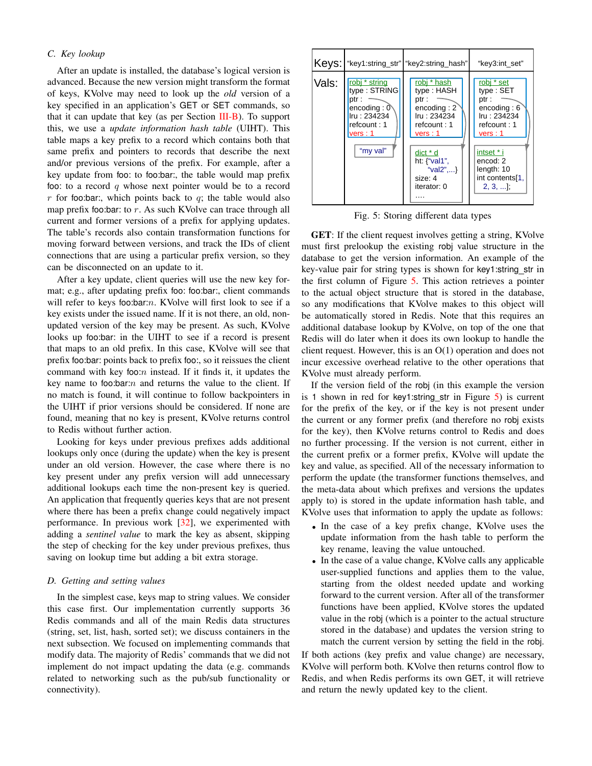### C. Key lookup

After an update is installed, the database's logical version is advanced. Because the new version might transform the format of keys, KVolve may need to look up the *old* version of a key specified in an application's GET or SET commands, so that it can update that key (as per Section III-B). To support this, we use a *update information hash table* (UIHT). This table maps a key prefix to a record which contains both that same prefix and pointers to records that describe the next and/or previous versions of the prefix. For example, after a key update from foo: to foo:bar:, the table would map prefix foo: to a record $q$ whose next pointer would be to a record $r$ for foo:bar:, which points back to $q$; the table would also map prefix foo:bar: to $r$. As such KVolve can trace through all current and former versions of a prefix for applying updates. The table's records also contain transformation functions for moving forward between versions, and track the IDs of client connections that are using a particular prefix version, so they can be disconnected on an update to it.

After a key update, client queries will use the new key format; e.g., after updating prefix foo: foo:bar:, client commands will refer to keys foo:bar:$n$. KVolve will first look to see if a key exists under the issued name. If it is not there, an old, non-updated version of the key may be present. As such, KVolve looks up foo:bar: in the UIHT to see if a record is present that maps to an old prefix. In this case, KVolve will see that prefix foo:bar: points back to prefix foo:, so it reissues the client command with key foo:$n$ instead. If it finds it, it updates the key name to foo:bar:$n$ and returns the value to the client. If no match is found, it will continue to follow backpointers in the UIHT if prior versions should be considered. If none are found, meaning that no key is present, KVolve returns control to Redis without further action.

Looking for keys under previous prefixes adds additional lookups only once (during the update) when the key is present under an old version. However, the case where there is no key present under any prefix version will add unnecessary additional lookups each time the non-present key is queried. An application that frequently queries keys that are not present where there has been a prefix change could negatively impact performance. In previous work [32], we experimented with adding a *sentinel value* to mark the key as absent, skipping the step of checking for the key under previous prefixes, thus saving on lookup time but adding a bit extra storage.

### D. Getting and setting values

In the simplest case, keys map to string values. We consider this case first. Our implementation currently supports 36 Redis commands and all of the main Redis data structures (string, set, list, hash, sorted set); we discuss containers in the next subsection. We focused on implementing commands that modify data. The majority of Redis' commands that we did not implement do not impact updating the data (e.g. commands related to networking such as the pub/sub functionality or connectivity).

| Keys: | "key1:string_str" | "key2:string_hash" | "key3:int_set" |
|---|---|---|---|
| Vals: | robj * string<br>type : STRING<br>ptr :<br>encoding : 0<br>lru : 234234<br>refcount : 1<br>vers : 1<br><br>"my val" | robj * hash<br>type : HASH<br>ptr :<br>encoding : 2<br>lru : 234234<br>refcount : 1<br>vers : 1<br><br>dict * d<br>ht: {"val1", "val2",...}<br>size: 4<br>iterator: 0<br>.... | robj * set<br>type : SET<br>ptr :<br>encoding : 6<br>lru : 234234<br>refcount : 1<br>vers : 1<br><br>intset * i<br>encod: 2<br>length: 10<br>int contents[1, 2, 3, ...]; |

Fig. 5: Storing different data types

**GET**: If the client request involves getting a string, KVolve must first prelookup the existing robj value structure in the database to get the version information. An example of the key-value pair for string types is shown for key1:string_str in the first column of Figure 5. This action retrieves a pointer to the actual object structure that is stored in the database, so any modifications that KVolve makes to this object will be automatically stored in Redis. Note that this requires an additional database lookup by KVolve, on top of the one that Redis will do later when it does its own lookup to handle the client request. However, this is an O(1) operation and does not incur excessive overhead relative to the other operations that KVolve must already perform.

If the version field of the robj (in this example the version is 1 shown in red for key1:string_str in Figure 5) is current for the prefix of the key, or if the key is not present under the current or any former prefix (and therefore no robj exists for the key), then KVolve returns control to Redis and does no further processing. If the version is not current, either in the current prefix or a former prefix, KVolve will update the key and value, as specified. All of the necessary information to perform the update (the transformer functions themselves, and the meta-data about which prefixes and versions the updates apply to) is stored in the update information hash table, and KVolve uses that information to apply the update as follows:

- In the case of a key prefix change, KVolve uses the update information from the hash table to perform the key rename, leaving the value untouched.
- In the case of a value change, KVolve calls any applicable user-supplied functions and applies them to the value, starting from the oldest needed update and working forward to the current version. After all of the transformer functions have been applied, KVolve stores the updated value in the robj (which is a pointer to the actual structure stored in the database) and updates the version string to match the current version by setting the field in the robj.

If both actions (key prefix and value change) are necessary, KVolve will perform both. KVolve then returns control flow to Redis, and when Redis performs its own GET, it will retrieve and return the newly updated key to the client.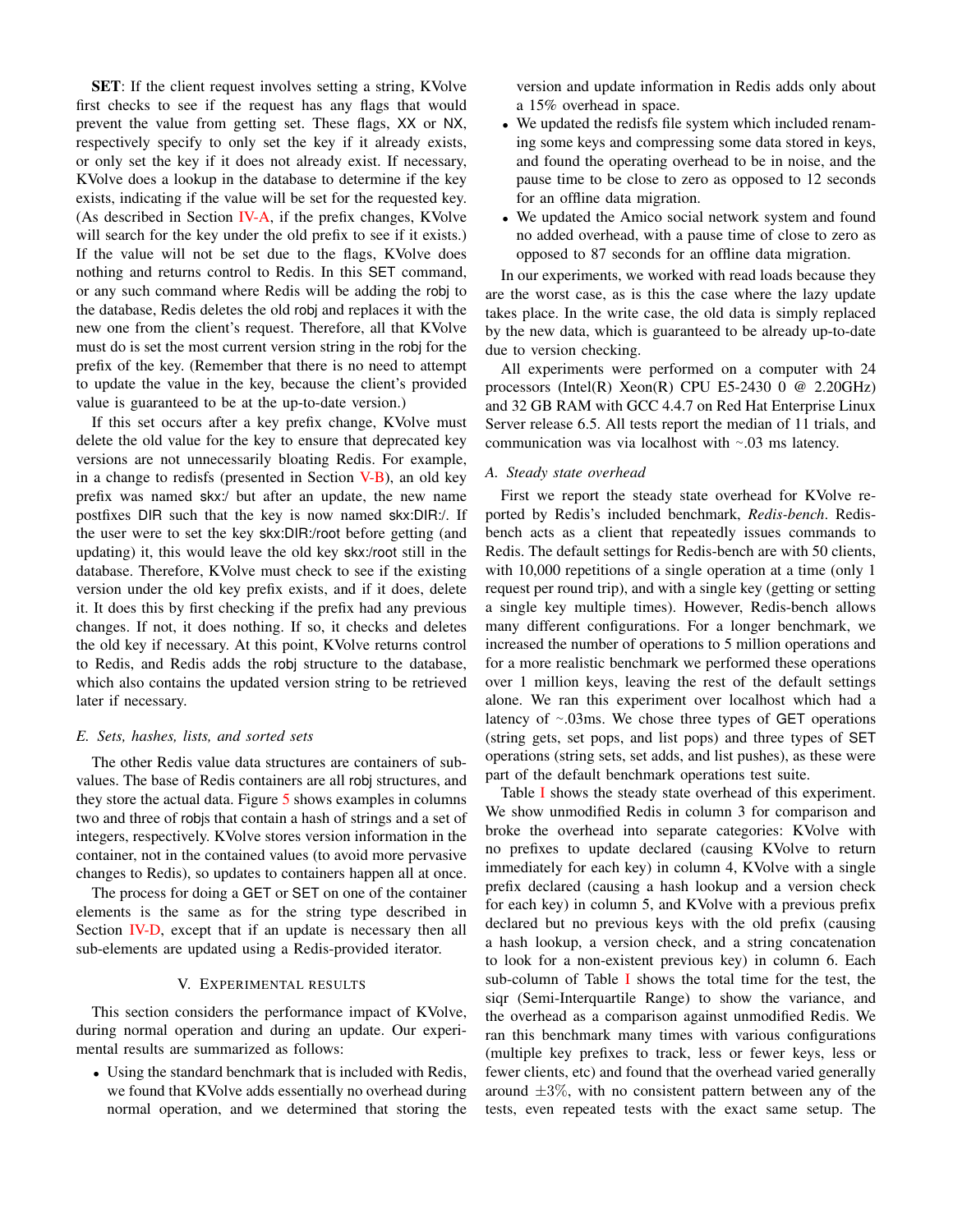**SET**: If the client request involves setting a string, KVolve first checks to see if the request has any flags that would prevent the value from getting set. These flags, XX or NX, respectively specify to only set the key if it already exists, or only set the key if it does not already exist. If necessary, KVolve does a lookup in the database to determine if the key exists, indicating if the value will be set for the requested key. (As described in Section IV-A, if the prefix changes, KVolve will search for the key under the old prefix to see if it exists.) If the value will not be set due to the flags, KVolve does nothing and returns control to Redis. In this SET command, or any such command where Redis will be adding the robj to the database, Redis deletes the old robj and replaces it with the new one from the client's request. Therefore, all that KVolve must do is set the most current version string in the robj for the prefix of the key. (Remember that there is no need to attempt to update the value in the key, because the client's provided value is guaranteed to be at the up-to-date version.)

If this set occurs after a key prefix change, KVolve must delete the old value for the key to ensure that deprecated key versions are not unnecessarily bloating Redis. For example, in a change to redisfs (presented in Section V-B), an old key prefix was named skx:/ but after an update, the new name postfixes DIR such that the key is now named skx:DIR:/. If the user were to set the key skx:DIR:/root before getting (and updating) it, this would leave the old key skx:/root still in the database. Therefore, KVolve must check to see if the existing version under the old key prefix exists, and if it does, delete it. It does this by first checking if the prefix had any previous changes. If not, it does nothing. If so, it checks and deletes the old key if necessary. At this point, KVolve returns control to Redis, and Redis adds the robj structure to the database, which also contains the updated version string to be retrieved later if necessary.

### E. Sets, hashes, lists, and sorted sets

The other Redis value data structures are containers of sub-values. The base of Redis containers are all robj structures, and they store the actual data. Figure 5 shows examples in columns two and three of robjs that contain a hash of strings and a set of integers, respectively. KVolve stores version information in the container, not in the contained values (to avoid more pervasive changes to Redis), so updates to containers happen all at once.

The process for doing a GET or SET on one of the container elements is the same as for the string type described in Section IV-D, except that if an update is necessary then all sub-elements are updated using a Redis-provided iterator.

## V. Experimental results

This section considers the performance impact of KVolve, during normal operation and during an update. Our experimental results are summarized as follows:

- Using the standard benchmark that is included with Redis, we found that KVolve adds essentially no overhead during normal operation, and we determined that storing the version and update information in Redis adds only about a 15% overhead in space.
- We updated the redisfs file system which included renaming some keys and compressing some data stored in keys, and found the operating overhead to be in noise, and the pause time to be close to zero as opposed to 12 seconds for an offline data migration.
- We updated the Amico social network system and found no added overhead, with a pause time of close to zero as opposed to 87 seconds for an offline data migration.

In our experiments, we worked with read loads because they are the worst case, as is this the case where the lazy update takes place. In the write case, the old data is simply replaced by the new data, which is guaranteed to be already up-to-date due to version checking.

All experiments were performed on a computer with 24 processors (Intel(R) Xeon(R) CPU E5-2430 0 @ 2.20GHz) and 32 GB RAM with GCC 4.4.7 on Red Hat Enterprise Linux Server release 6.5. All tests report the median of 11 trials, and communication was via localhost with ~.03 ms latency.

### A. Steady state overhead

First we report the steady state overhead for KVolve reported by Redis's included benchmark, *Redis-bench*. Redis-bench acts as a client that repeatedly issues commands to Redis. The default settings for Redis-bench are with 50 clients, with 10,000 repetitions of a single operation at a time (only 1 request per round trip), and with a single key (getting or setting a single key multiple times). However, Redis-bench allows many different configurations. For a longer benchmark, we increased the number of operations to 5 million operations and for a more realistic benchmark we performed these operations over 1 million keys, leaving the rest of the default settings alone. We ran this experiment over localhost which had a latency of ~.03ms. We chose three types of GET operations (string gets, set pops, and list pops) and three types of SET operations (string sets, set adds, and list pushes), as these were part of the default benchmark operations test suite.

Table I shows the steady state overhead of this experiment. We show unmodified Redis in column 3 for comparison and broke the overhead into separate categories: KVolve with no prefixes to update declared (causing KVolve to return immediately for each key) in column 4, KVolve with a single prefix declared (causing a hash lookup and a version check for each key) in column 5, and KVolve with a previous prefix declared but no previous keys with the old prefix (causing a hash lookup, a version check, and a string concatenation to look for a non-existent previous key) in column 6. Each sub-column of Table I shows the total time for the test, the siqr (Semi-Interquartile Range) to show the variance, and the overhead as a comparison against unmodified Redis. We ran this benchmark many times with various configurations (multiple key prefixes to track, less or fewer keys, less or fewer clients, etc) and found that the overhead varied generally around $\pm 3\%$, with no consistent pattern between any of the tests, even repeated tests with the exact same setup. The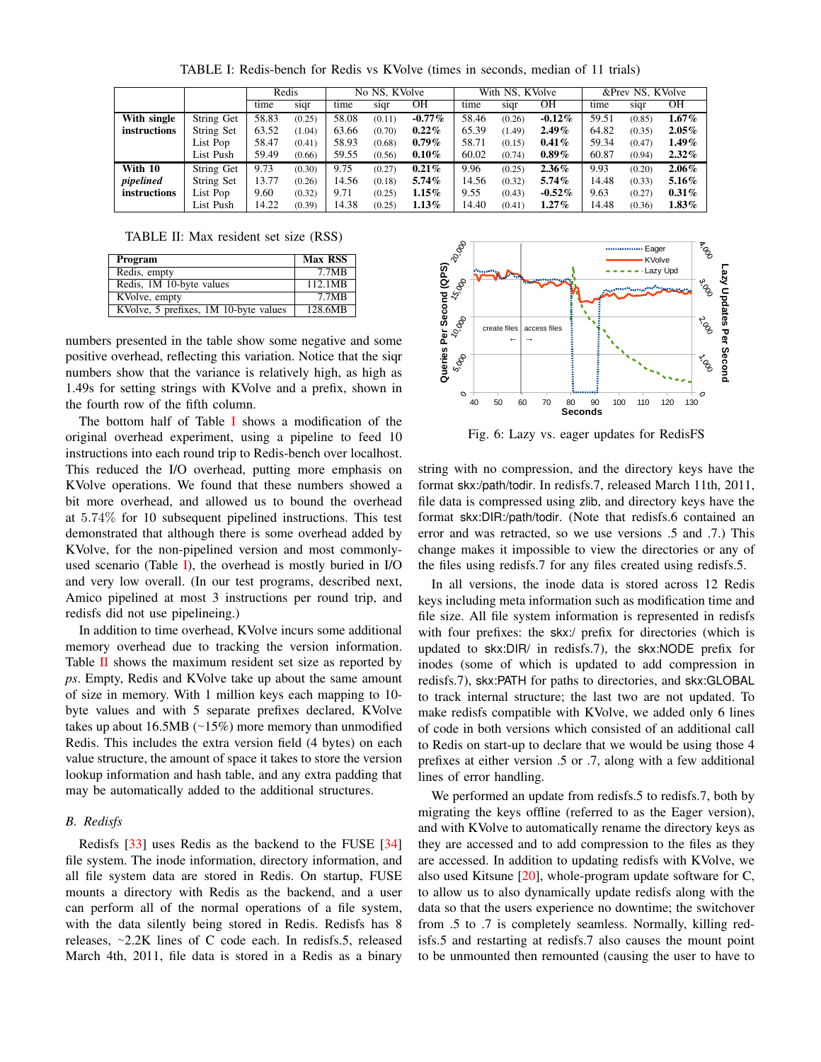TABLE I: Redis-bench for Redis vs KVolve (times in seconds, median of 11 trials)

| | | Redis | | No NS, KVolve | | | With NS, KVolve | | | &Prev NS, KVolve | | |
|---|---|---|---|---|---|---|---|---|---|---|---|---|
| | | time | siqr | time | siqr | OH | time | siqr | OH | time | siqr | OH |
| **With single instructions** | String Get | 58.83 | (0.25) | 58.08 | (0.11) | **-0.77%** | 58.46 | (0.26) | **-0.12%** | 59.51 | (0.85) | **1.67%** |
| | String Set | 63.52 | (1.04) | 63.66 | (0.70) | **0.22%** | 65.39 | (1.49) | **2.49%** | 64.82 | (0.35) | **2.05%** |
| | List Pop | 58.47 | (0.41) | 58.93 | (0.68) | **0.79%** | 58.71 | (0.15) | **0.41%** | 59.34 | (0.47) | **1.49%** |
| | List Push | 59.49 | (0.66) | 59.55 | (0.56) | **0.10%** | 60.02 | (0.74) | **0.89%** | 60.87 | (0.94) | **2.32%** |
| **With 10 *pipelined* instructions** | String Get | 9.73 | (0.30) | 9.75 | (0.27) | **0.21%** | 9.96 | (0.25) | **2.36%** | 9.93 | (0.20) | **2.06%** |
| | String Set | 13.77 | (0.26) | 14.56 | (0.18) | **5.74%** | 14.56 | (0.32) | **5.74%** | 14.48 | (0.33) | **5.16%** |
| | List Pop | 9.60 | (0.32) | 9.71 | (0.25) | **1.15%** | 9.55 | (0.43) | **-0.52%** | 9.63 | (0.27) | **0.31%** |
| | List Push | 14.22 | (0.39) | 14.38 | (0.25) | **1.13%** | 14.40 | (0.41) | **1.27%** | 14.48 | (0.36) | **1.83%** |

TABLE II: Max resident set size (RSS)

| Program | Max RSS |
|---|---|
| Redis, empty | 7.7MB |
| Redis, 1M 10-byte values | 112.1MB |
| KVolve, empty | 7.7MB |
| KVolve, 5 prefixes, 1M 10-byte values | 128.6MB |

numbers presented in the table show some negative and some positive overhead, reflecting this variation. Notice that the siqr numbers show that the variance is relatively high, as high as 1.49s for setting strings with KVolve and a prefix, shown in the fourth row of the fifth column.

The bottom half of Table I shows a modification of the original overhead experiment, using a pipeline to feed 10 instructions into each round trip to Redis-bench over localhost. This reduced the I/O overhead, putting more emphasis on KVolve operations. We found that these numbers showed a bit more overhead, and allowed us to bound the overhead at $5.74\%$ for 10 subsequent pipelined instructions. This test demonstrated that although there is some overhead added by KVolve, for the non-pipelined version and most commonly-used scenario (Table I), the overhead is mostly buried in I/O and very low overall. (In our test programs, described next, Amico pipelined at most 3 instructions per round trip, and redisfs did not use pipelineing.)

In addition to time overhead, KVolve incurs some additional memory overhead due to tracking the version information. Table II shows the maximum resident set size as reported by *ps*. Empty, Redis and KVolve take up about the same amount of size in memory. With 1 million keys each mapping to 10-byte values and with 5 separate prefixes declared, KVolve takes up about 16.5MB (~15%) more memory than unmodified Redis. This includes the extra version field (4 bytes) on each value structure, the amount of space it takes to store the version lookup information and hash table, and any extra padding that may be automatically added to the additional structures.

### B. Redisfs

Redisfs [33] uses Redis as the backend to the FUSE [34] file system. The inode information, directory information, and all file system data are stored in Redis. On startup, FUSE mounts a directory with Redis as the backend, and a user can perform all of the normal operations of a file system, with the data silently being stored in Redis. Redisfs has 8 releases, ~2.2K lines of C code each. In redisfs.5, released March 4th, 2011, file data is stored in a Redis as a binary

Fig. 6: Lazy vs. eager updates for RedisFS

string with no compression, and the directory keys have the format skx:/path/todir. In redisfs.7, released March 11th, 2011, file data is compressed using zlib, and directory keys have the format skx:DIR:/path/todir. (Note that redisfs.6 contained an error and was retracted, so we use versions .5 and .7.) This change makes it impossible to view the directories or any of the files using redisfs.7 for any files created using redisfs.5.

In all versions, the inode data is stored across 12 Redis keys including meta information such as modification time and file size. All file system information is represented in redisfs with four prefixes: the skx:/ prefix for directories (which is updated to skx:DIR/ in redisfs.7), the skx:NODE prefix for inodes (some of which is updated to add compression in redisfs.7), skx:PATH for paths to directories, and skx:GLOBAL to track internal structure; the last two are not updated. To make redisfs compatible with KVolve, we added only 6 lines of code in both versions which consisted of an additional call to Redis on start-up to declare that we would be using those 4 prefixes at either version .5 or .7, along with a few additional lines of error handling.

We performed an update from redisfs.5 to redisfs.7, both by migrating the keys offline (referred to as the Eager version), and with KVolve to automatically rename the directory keys as they are accessed and to add compression to the files as they are accessed. In addition to updating redisfs with KVolve, we also used Kitsune [20], whole-program update software for C, to allow us to also dynamically update redisfs along with the data so that the users experience no downtime; the switchover from .5 to .7 is completely seamless. Normally, killing redisfs.5 and restarting at redisfs.7 also causes the mount point to be unmounted then remounted (causing the user to have to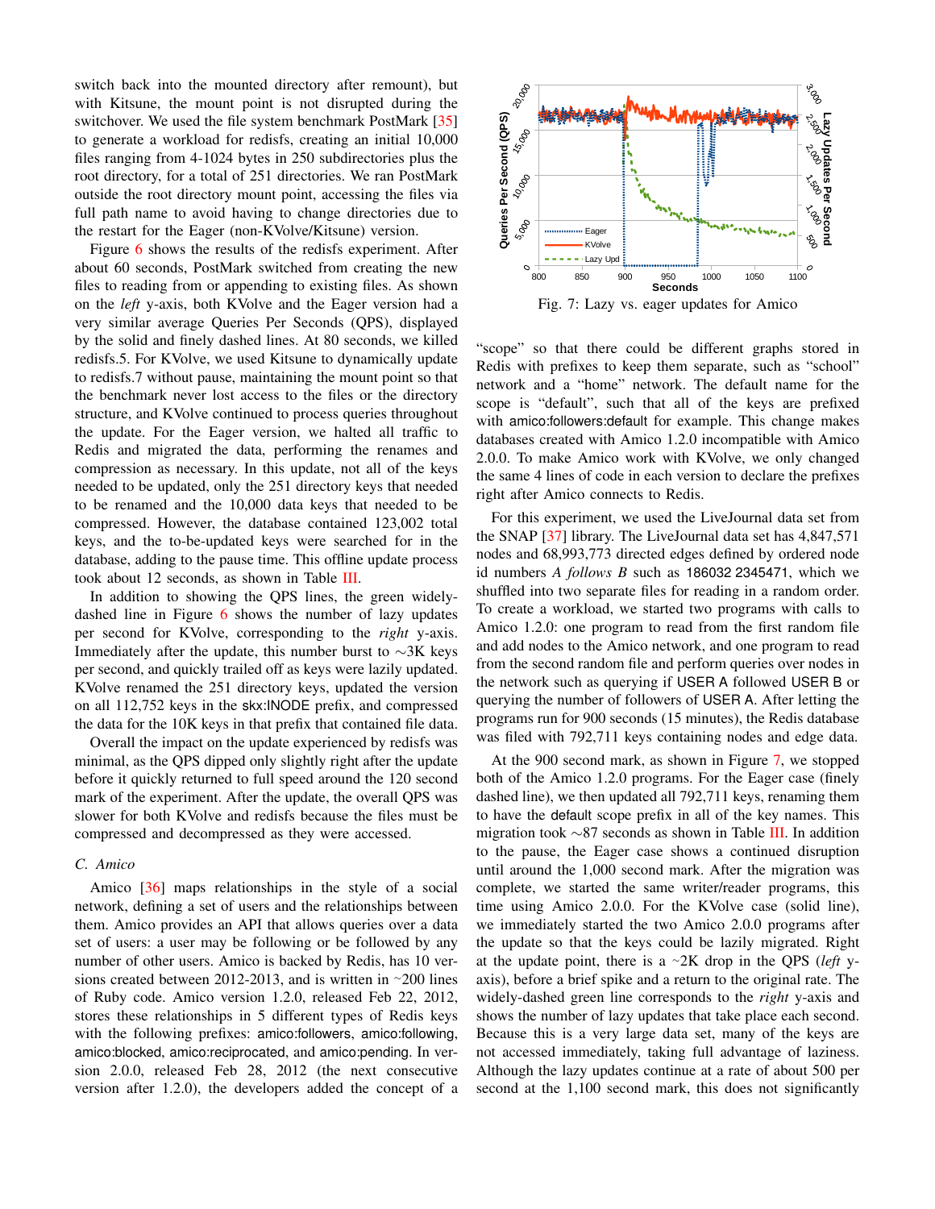switch back into the mounted directory after remount), but with Kitsune, the mount point is not disrupted during the switchover. We used the file system benchmark PostMark [35] to generate a workload for redisfs, creating an initial 10,000 files ranging from 4-1024 bytes in 250 subdirectories plus the root directory, for a total of 251 directories. We ran PostMark outside the root directory mount point, accessing the files via full path name to avoid having to change directories due to the restart for the Eager (non-KVolve/Kitsune) version.

Figure 6 shows the results of the redisfs experiment. After about 60 seconds, PostMark switched from creating the new files to reading from or appending to existing files. As shown on the *left* y-axis, both KVolve and the Eager version had a very similar average Queries Per Seconds (QPS), displayed by the solid and finely dashed lines. At 80 seconds, we killed redisfs.5. For KVolve, we used Kitsune to dynamically update to redisfs.7 without pause, maintaining the mount point so that the benchmark never lost access to the files or the directory structure, and KVolve continued to process queries throughout the update. For the Eager version, we halted all traffic to Redis and migrated the data, performing the renames and compression as necessary. In this update, not all of the keys needed to be updated, only the 251 directory keys that needed to be renamed and the 10,000 data keys that needed to be compressed. However, the database contained 123,002 total keys, and the to-be-updated keys were searched for in the database, adding to the pause time. This offline update process took about 12 seconds, as shown in Table III.

In addition to showing the QPS lines, the green widely-dashed line in Figure 6 shows the number of lazy updates per second for KVolve, corresponding to the *right* y-axis. Immediately after the update, this number burst to ~3K keys per second, and quickly trailed off as keys were lazily updated. KVolve renamed the 251 directory keys, updated the version on all 112,752 keys in the skx:INODE prefix, and compressed the data for the 10K keys in that prefix that contained file data.

Overall the impact on the update experienced by redisfs was minimal, as the QPS dipped only slightly right after the update before it quickly returned to full speed around the 120 second mark of the experiment. After the update, the overall QPS was slower for both KVolve and redisfs because the files must be compressed and decompressed as they were accessed.

### C. Amico

Amico [36] maps relationships in the style of a social network, defining a set of users and the relationships between them. Amico provides an API that allows queries over a data set of users: a user may be following or be followed by any number of other users. Amico is backed by Redis, has 10 versions created between 2012-2013, and is written in ~200 lines of Ruby code. Amico version 1.2.0, released Feb 22, 2012, stores these relationships in 5 different types of Redis keys with the following prefixes: amico:followers, amico:following, amico:blocked, amico:reciprocated, and amico:pending. In version 2.0.0, released Feb 28, 2012 (the next consecutive version after 1.2.0), the developers added the concept of a "scope" so that there could be different graphs stored in Redis with prefixes to keep them separate, such as "school" network and a "home" network. The default name for the scope is "default", such that all of the keys are prefixed with amico:followers:default for example. This change makes databases created with Amico 1.2.0 incompatible with Amico 2.0.0. To make Amico work with KVolve, we only changed the same 4 lines of code in each version to declare the prefixes right after Amico connects to Redis.

Fig. 7: Lazy vs. eager updates for Amico

For this experiment, we used the LiveJournal data set from the SNAP [37] library. The LiveJournal data set has 4,847,571 nodes and 68,993,773 directed edges defined by ordered node id numbers *A follows B* such as 186032 2345471, which we shuffled into two separate files for reading in a random order. To create a workload, we started two programs with calls to Amico 1.2.0: one program to read from the first random file and add nodes to the Amico network, and one program to read from the second random file and perform queries over nodes in the network such as querying if USER A followed USER B or querying the number of followers of USER A. After letting the programs run for 900 seconds (15 minutes), the Redis database was filed with 792,711 keys containing nodes and edge data.

At the 900 second mark, as shown in Figure 7, we stopped both of the Amico 1.2.0 programs. For the Eager case (finely dashed line), we then updated all 792,711 keys, renaming them to have the default scope prefix in all of the key names. This migration took ~87 seconds as shown in Table III. In addition to the pause, the Eager case shows a continued disruption until around the 1,000 second mark. After the migration was complete, we started the same writer/reader programs, this time using Amico 2.0.0. For the KVolve case (solid line), we immediately started the two Amico 2.0.0 programs after the update so that the keys could be lazily migrated. Right at the update point, there is a ~2K drop in the QPS (*left* y-axis), before a brief spike and a return to the original rate. The widely-dashed green line corresponds to the *right* y-axis and shows the number of lazy updates that take place each second. Because this is a very large data set, many of the keys are not accessed immediately, taking full advantage of laziness. Although the lazy updates continue at a rate of about 500 per second at the 1,100 second mark, this does not significantly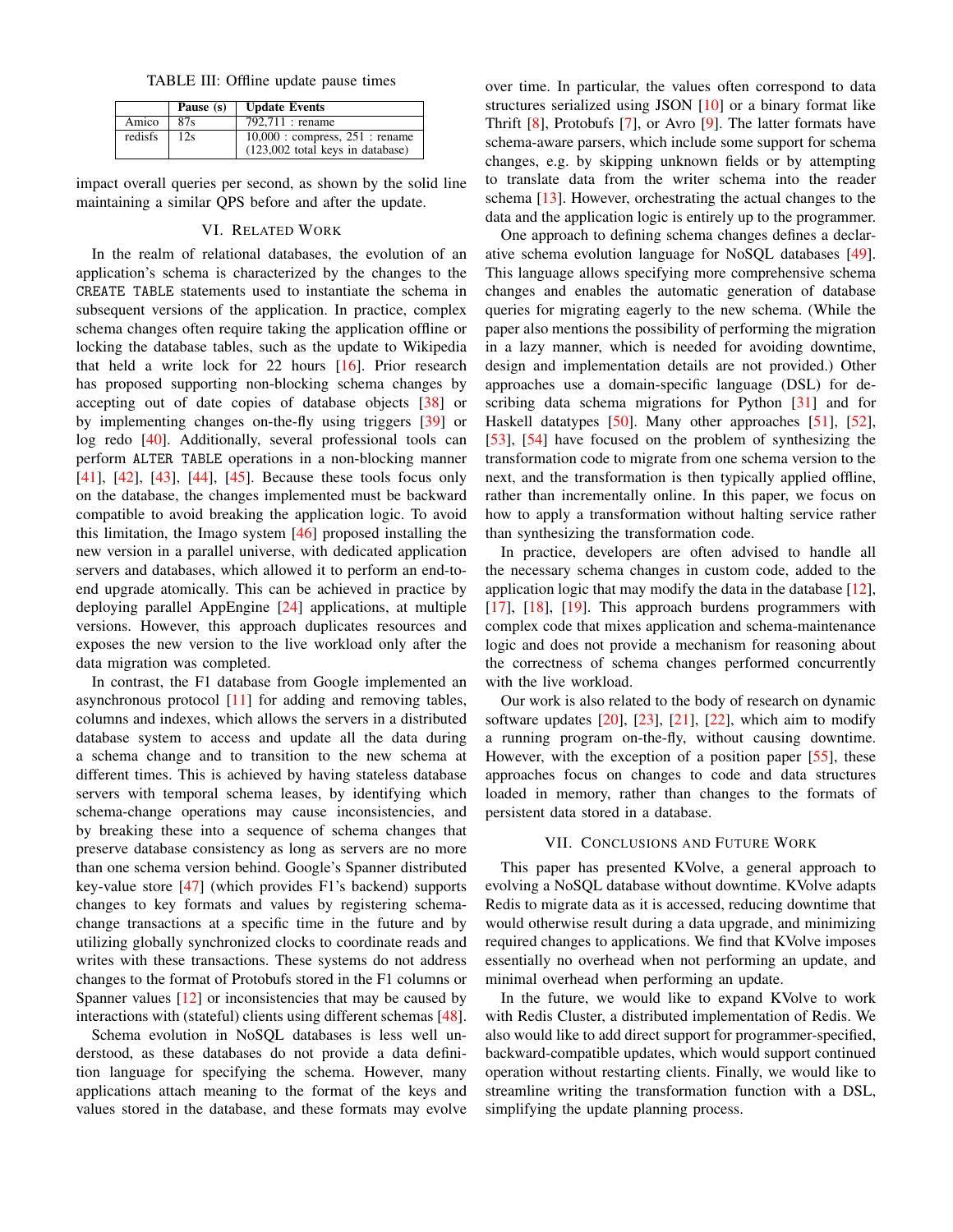TABLE III: Offline update pause times

| | Pause (s) | Update Events |
|---|---|---|
| Amico | 87s | 792,711 : rename |
| redisfs | 12s | 10,000 : compress, 251 : rename (123,002 total keys in database) |

impact overall queries per second, as shown by the solid line maintaining a similar QPS before and after the update.

## VI. Related Work

In the realm of relational databases, the evolution of an application's schema is characterized by the changes to the `CREATE TABLE` statements used to instantiate the schema in subsequent versions of the application. In practice, complex schema changes often require taking the application offline or locking the database tables, such as the update to Wikipedia that held a write lock for 22 hours [16]. Prior research has proposed supporting non-blocking schema changes by accepting out of date copies of database objects [38] or by implementing changes on-the-fly using triggers [39] or log redo [40]. Additionally, several professional tools can perform `ALTER TABLE` operations in a non-blocking manner [41], [42], [43], [44], [45]. Because these tools focus only on the database, the changes implemented must be backward compatible to avoid breaking the application logic. To avoid this limitation, the Imago system [46] proposed installing the new version in a parallel universe, with dedicated application servers and databases, which allowed it to perform an end-to-end upgrade atomically. This can be achieved in practice by deploying parallel AppEngine [24] applications, at multiple versions. However, this approach duplicates resources and exposes the new version to the live workload only after the data migration was completed.

In contrast, the F1 database from Google implemented an asynchronous protocol [11] for adding and removing tables, columns and indexes, which allows the servers in a distributed database system to access and update all the data during a schema change and to transition to the new schema at different times. This is achieved by having stateless database servers with temporal schema leases, by identifying which schema-change operations may cause inconsistencies, and by breaking these into a sequence of schema changes that preserve database consistency as long as servers are no more than one schema version behind. Google's Spanner distributed key-value store [47] (which provides F1's backend) supports changes to key formats and values by registering schema-change transactions at a specific time in the future and by utilizing globally synchronized clocks to coordinate reads and writes with these transactions. These systems do not address changes to the format of Protobufs stored in the F1 columns or Spanner values [12] or inconsistencies that may be caused by interactions with (stateful) clients using different schemas [48].

Schema evolution in NoSQL databases is less well understood, as these databases do not provide a data definition language for specifying the schema. However, many applications attach meaning to the format of the keys and values stored in the database, and these formats may evolve over time. In particular, the values often correspond to data structures serialized using JSON [10] or a binary format like Thrift [8], Protobufs [7], or Avro [9]. The latter formats have schema-aware parsers, which include some support for schema changes, e.g. by skipping unknown fields or by attempting to translate data from the writer schema into the reader schema [13]. However, orchestrating the actual changes to the data and the application logic is entirely up to the programmer.

One approach to defining schema changes defines a declarative schema evolution language for NoSQL databases [49]. This language allows specifying more comprehensive schema changes and enables the automatic generation of database queries for migrating eagerly to the new schema. (While the paper also mentions the possibility of performing the migration in a lazy manner, which is needed for avoiding downtime, design and implementation details are not provided.) Other approaches use a domain-specific language (DSL) for describing data schema migrations for Python [31] and for Haskell datatypes [50]. Many other approaches [51], [52], [53], [54] have focused on the problem of synthesizing the transformation code to migrate from one schema version to the next, and the transformation is then typically applied offline, rather than incrementally online. In this paper, we focus on how to apply a transformation without halting service rather than synthesizing the transformation code.

In practice, developers are often advised to handle all the necessary schema changes in custom code, added to the application logic that may modify the data in the database [12], [17], [18], [19]. This approach burdens programmers with complex code that mixes application and schema-maintenance logic and does not provide a mechanism for reasoning about the correctness of schema changes performed concurrently with the live workload.

Our work is also related to the body of research on dynamic software updates [20], [23], [21], [22], which aim to modify a running program on-the-fly, without causing downtime. However, with the exception of a position paper [55], these approaches focus on changes to code and data structures loaded in memory, rather than changes to the formats of persistent data stored in a database.

## VII. Conclusions and Future Work

This paper has presented KVolve, a general approach to evolving a NoSQL database without downtime. KVolve adapts Redis to migrate data as it is accessed, reducing downtime that would otherwise result during a data upgrade, and minimizing required changes to applications. We find that KVolve imposes essentially no overhead when not performing an update, and minimal overhead when performing an update.

In the future, we would like to expand KVolve to work with Redis Cluster, a distributed implementation of Redis. We also would like to add direct support for programmer-specified, backward-compatible updates, which would support continued operation without restarting clients. Finally, we would like to streamline writing the transformation function with a DSL, simplifying the update planning process.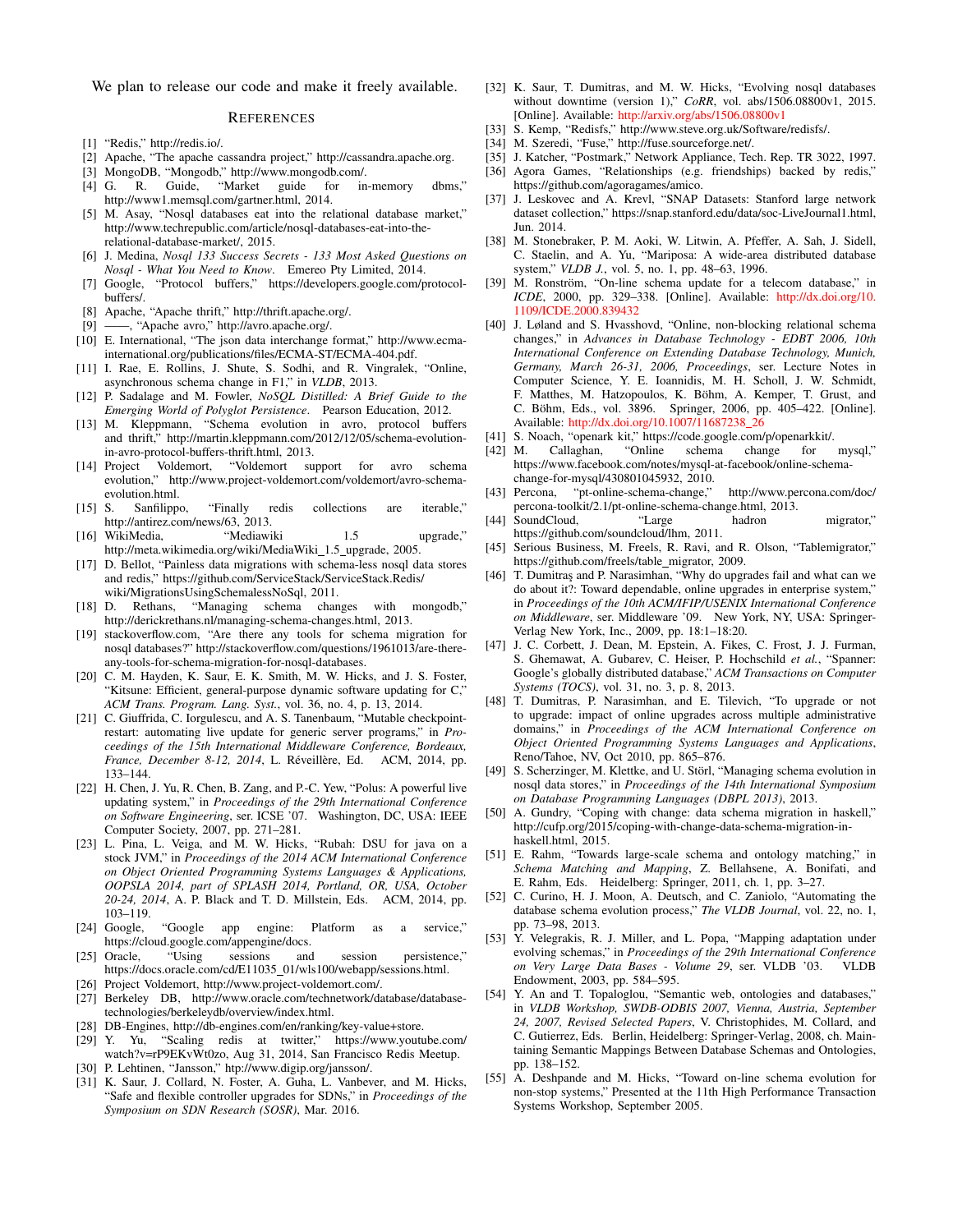We plan to release our code and make it freely available.

## References

[1] "Redis," http://redis.io/.

[2] Apache, "The apache cassandra project," http://cassandra.apache.org.

[3] MongoDB, "Mongodb," http://www.mongodb.com/.

[4] G. R. Guide, "Market guide for in-memory dbms," http://www1.memsql.com/gartner.html, 2014.

[5] M. Asay, "Nosql databases eat into the relational database market," http://www.techrepublic.com/article/nosql-databases-eat-into-the-relational-database-market/, 2015.

[6] J. Medina, *Nosql 133 Success Secrets - 133 Most Asked Questions on Nosql - What You Need to Know*. Emereo Pty Limited, 2014.

[7] Google, "Protocol buffers," https://developers.google.com/protocol-buffers/.

[8] Apache, "Apache thrift," http://thrift.apache.org/.

[9] ——, "Apache avro," http://avro.apache.org/.

[10] E. International, "The json data interchange format," http://www.ecma-international.org/publications/files/ECMA-ST/ECMA-404.pdf.

[11] I. Rae, E. Rollins, J. Shute, S. Sodhi, and R. Vingralek, "Online, asynchronous schema change in F1," in *VLDB*, 2013.

[12] P. Sadalage and M. Fowler, *NoSQL Distilled: A Brief Guide to the Emerging World of Polyglot Persistence*. Pearson Education, 2012.

[13] M. Kleppmann, "Schema evolution in avro, protocol buffers and thrift," http://martin.kleppmann.com/2012/12/05/schema-evolution-in-avro-protocol-buffers-thrift.html, 2013.

[14] Project Voldemort, "Voldemort support for avro schema evolution," http://www.project-voldemort.com/voldemort/avro-schema-evolution.html.

[15] S. Sanfilippo, "Finally redis collections are iterable," http://antirez.com/news/63, 2013.

[16] WikiMedia, "Mediawiki 1.5 upgrade," http://meta.wikimedia.org/wiki/MediaWiki_1.5_upgrade, 2005.

[17] D. Bellot, "Painless data migrations with schema-less nosql data stores and redis," https://github.com/ServiceStack/ServiceStack.Redis/wiki/MigrationsUsingSchemalessNoSql, 2011.

[18] D. Rethans, "Managing schema changes with mongodb," http://derickrethans.nl/managing-schema-changes.html, 2013.

[19] stackoverflow.com, "Are there any tools for schema migration for nosql databases?" http://stackoverflow.com/questions/1961013/are-there-any-tools-for-schema-migration-for-nosql-databases.

[20] C. M. Hayden, K. Saur, E. K. Smith, M. W. Hicks, and J. S. Foster, "Kitsune: Efficient, general-purpose dynamic software updating for C," *ACM Trans. Program. Lang. Syst.*, vol. 36, no. 4, p. 13, 2014.

[21] C. Giuffrida, C. Iorgulescu, and A. S. Tanenbaum, "Mutable checkpoint-restart: automating live update for generic server programs," in *Proceedings of the 15th International Middleware Conference, Bordeaux, France, December 8-12, 2014*, L. Réveillère, Ed. ACM, 2014, pp. 133–144.

[22] H. Chen, J. Yu, R. Chen, B. Zang, and P.-C. Yew, "Polus: A powerful live updating system," in *Proceedings of the 29th International Conference on Software Engineering*, ser. ICSE '07. Washington, DC, USA: IEEE Computer Society, 2007, pp. 271–281.

[23] L. Pina, L. Veiga, and M. W. Hicks, "Rubah: DSU for java on a stock JVM," in *Proceedings of the 2014 ACM International Conference on Object Oriented Programming Systems Languages & Applications, OOPSLA 2014, part of SPLASH 2014, Portland, OR, USA, October 20-24, 2014*, A. P. Black and T. D. Millstein, Eds. ACM, 2014, pp. 103–119.

[24] Google, "Google app engine: Platform as a service," https://cloud.google.com/appengine/docs.

[25] Oracle, "Using sessions and session persistence," https://docs.oracle.com/cd/E11035_01/wls100/webapp/sessions.html.

[26] Project Voldemort, http://www.project-voldemort.com/.

[27] Berkeley DB, http://www.oracle.com/technetwork/database/database-technologies/berkeleydb/overview/index.html.

[28] DB-Engines, http://db-engines.com/en/ranking/key-value+store.

[29] Y. Yu, "Scaling redis at twitter," https://www.youtube.com/watch?v=rP9EKvWt0zo, Aug 31, 2014, San Francisco Redis Meetup.

[30] P. Lehtinen, "Jansson," http://www.digip.org/jansson/.

[31] K. Saur, J. Collard, N. Foster, A. Guha, L. Vanbever, and M. Hicks, "Safe and flexible controller upgrades for SDNs," in *Proceedings of the Symposium on SDN Research (SOSR)*, Mar. 2016.

[32] K. Saur, T. Dumitras, and M. W. Hicks, "Evolving nosql databases without downtime (version 1)," *CoRR*, vol. abs/1506.08800v1, 2015. [Online]. Available: http://arxiv.org/abs/1506.08800v1

[33] S. Kemp, "Redisfs," http://www.steve.org.uk/Software/redisfs/.

[34] M. Szeredi, "Fuse," http://fuse.sourceforge.net/.

[35] J. Katcher, "Postmark," Network Appliance, Tech. Rep. TR 3022, 1997.

[36] Agora Games, "Relationships (e.g. friendships) backed by redis," https://github.com/agoragames/amico.

[37] J. Leskovec and A. Krevl, "SNAP Datasets: Stanford large network dataset collection," https://snap.stanford.edu/data/soc-LiveJournal1.html, Jun. 2014.

[38] M. Stonebraker, P. M. Aoki, W. Litwin, A. Pfeffer, A. Sah, J. Sidell, C. Staelin, and A. Yu, "Mariposa: A wide-area distributed database system," *VLDB J.*, vol. 5, no. 1, pp. 48–63, 1996.

[39] M. Ronström, "On-line schema update for a telecom database," in *ICDE*, 2000, pp. 329–338. [Online]. Available: http://dx.doi.org/10.1109/ICDE.2000.839432

[40] J. Løland and S. Hvasshovd, "Online, non-blocking relational schema changes," in *Advances in Database Technology - EDBT 2006, 10th International Conference on Extending Database Technology, Munich, Germany, March 26-31, 2006, Proceedings*, ser. Lecture Notes in Computer Science, Y. E. Ioannidis, M. H. Scholl, J. W. Schmidt, F. Matthes, M. Hatzopoulos, K. Böhm, A. Kemper, T. Grust, and C. Böhm, Eds., vol. 3896. Springer, 2006, pp. 405–422. [Online]. Available: http://dx.doi.org/10.1007/11687238_26

[41] S. Noach, "openark kit," https://code.google.com/p/openarkkit/.

[42] M. Callaghan, "Online schema change for mysql," https://www.facebook.com/notes/mysql-at-facebook/online-schema-change-for-mysql/430801045932, 2010.

[43] Percona, "pt-online-schema-change," http://www.percona.com/doc/percona-toolkit/2.1/pt-online-schema-change.html, 2013.

[44] SoundCloud, "Large hadron migrator," https://github.com/soundcloud/lhm, 2011.

[45] Serious Business, M. Freels, R. Ravi, and R. Olson, "Tablemigrator," https://github.com/freels/table_migrator, 2009.

[46] T. Dumitraş and P. Narasimhan, "Why do upgrades fail and what can we do about it?: Toward dependable, online upgrades in enterprise system," in *Proceedings of the 10th ACM/IFIP/USENIX International Conference on Middleware*, ser. Middleware '09. New York, NY, USA: Springer-Verlag New York, Inc., 2009, pp. 18:1–18:20.

[47] J. C. Corbett, J. Dean, M. Epstein, A. Fikes, C. Frost, J. J. Furman, S. Ghemawat, A. Gubarev, C. Heiser, P. Hochschild *et al.*, "Spanner: Google's globally distributed database," *ACM Transactions on Computer Systems (TOCS)*, vol. 31, no. 3, p. 8, 2013.

[48] T. Dumitras, P. Narasimhan, and E. Tilevich, "To upgrade or not to upgrade: impact of online upgrades across multiple administrative domains," in *Proceedings of the ACM International Conference on Object Oriented Programming Systems Languages and Applications*, Reno/Tahoe, NV, Oct 2010, pp. 865–876.

[49] S. Scherzinger, M. Klettke, and U. Störl, "Managing schema evolution in nosql data stores," in *Proceedings of the 14th International Symposium on Database Programming Languages (DBPL 2013)*, 2013.

[50] A. Gundry, "Coping with change: data schema migration in haskell," http://cufp.org/2015/coping-with-change-data-schema-migration-in-haskell.html, 2015.

[51] E. Rahm, "Towards large-scale schema and ontology matching," in *Schema Matching and Mapping*, Z. Bellahsene, A. Bonifati, and E. Rahm, Eds. Heidelberg: Springer, 2011, ch. 1, pp. 3–27.

[52] C. Curino, H. J. Moon, A. Deutsch, and C. Zaniolo, "Automating the database schema evolution process," *The VLDB Journal*, vol. 22, no. 1, pp. 73–98, 2013.

[53] Y. Velegrakis, R. J. Miller, and L. Popa, "Mapping adaptation under evolving schemas," in *Proceedings of the 29th International Conference on Very Large Data Bases - Volume 29*, ser. VLDB '03. VLDB Endowment, 2003, pp. 584–595.

[54] Y. An and T. Topaloglou, "Semantic web, ontologies and databases," in *VLDB Workshop, SWDB-ODBIS 2007, Vienna, Austria, September 24, 2007, Revised Selected Papers*, V. Christophides, M. Collard, and C. Gutierrez, Eds. Berlin, Heidelberg: Springer-Verlag, 2008, ch. Maintaining Semantic Mappings Between Database Schemas and Ontologies, pp. 138–152.

[55] A. Deshpande and M. Hicks, "Toward on-line schema evolution for non-stop systems," Presented at the 11th High Performance Transaction Systems Workshop, September 2005.